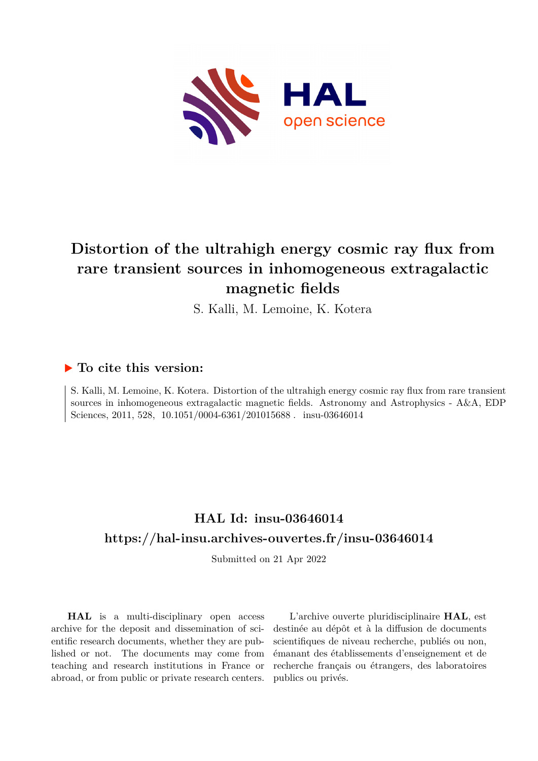# Distortion of the ultrahigh energy cosmic ray flux from rare transient sources in inhomogeneous extragalactic magnetic fields

S. Kalli, M. Lemoine, K. Kotera

## ▶ To cite this version:

S. Kalli, M. Lemoine, K. Kotera. Distortion of the ultrahigh energy cosmic ray flux from rare transient sources in inhomogeneous extragalactic magnetic fields. Astronomy and Astrophysics - A&A, EDP Sciences, 2011, 528, 10.1051/0004-6361/201015688 . insu-03646014

## HAL Id: insu-03646014

## https://hal-insu.archives-ouvertes.fr/insu-03646014

Submitted on 21 Apr 2022

**HAL** is a multi-disciplinary open access archive for the deposit and dissemination of scientific research documents, whether they are published or not. The documents may come from teaching and research institutions in France or abroad, or from public or private research centers.

L'archive ouverte pluridisciplinaire **HAL**, est destinée au dépôt et à la diffusion de documents scientifiques de niveau recherche, publiés ou non, émanant des établissements d'enseignement et de recherche français ou étrangers, des laboratoires publics ou privés.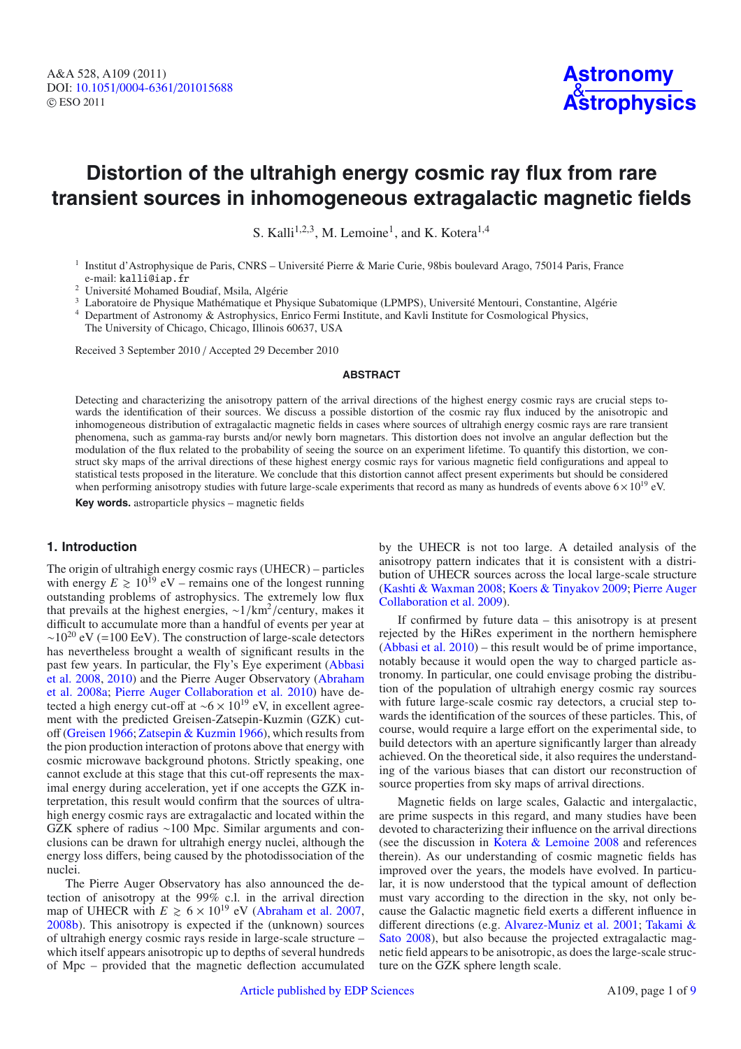# Distortion of the ultrahigh energy cosmic ray flux from rare transient sources in inhomogeneous extragalactic magnetic fields

S. Kalli[1,2,3], M. Lemoine[1], and K. Kotera[1,4]

[1] Institut d'Astrophysique de Paris, CNRS – Université Pierre & Marie Curie, 98bis boulevard Arago, 75014 Paris, France
e-mail: kalli@iap.fr

[2] Université Mohamed Boudiaf, Msila, Algérie

[3] Laboratoire de Physique Mathématique et Physique Subatomique (LPMPS), Université Mentouri, Constantine, Algérie

[4] Department of Astronomy & Astrophysics, Enrico Fermi Institute, and Kavli Institute for Cosmological Physics, The University of Chicago, Chicago, Illinois 60637, USA

Received 3 September 2010 / Accepted 29 December 2010

## ABSTRACT

Detecting and characterizing the anisotropy pattern of the arrival directions of the highest energy cosmic rays are crucial steps towards the identification of their sources. We discuss a possible distortion of the cosmic ray flux induced by the anisotropic and inhomogeneous distribution of extragalactic magnetic fields in cases where sources of ultrahigh energy cosmic rays are rare transient phenomena, such as gamma-ray bursts and/or newly born magnetars. This distortion does not involve an angular deflection but the modulation of the flux related to the probability of seeing the source on an experiment lifetime. To quantify this distortion, we construct sky maps of the arrival directions of these highest energy cosmic rays for various magnetic field configurations and appeal to statistical tests proposed in the literature. We conclude that this distortion cannot affect present experiments but should be considered when performing anisotropy studies with future large-scale experiments that record as many as hundreds of events above $6 \times 10^{19}$ eV.

**Key words.** astroparticle physics – magnetic fields

## 1. Introduction

The origin of ultrahigh energy cosmic rays (UHECR) – particles with energy $E \gtrsim 10^{19}$ eV – remains one of the longest running outstanding problems of astrophysics. The extremely low flux that prevails at the highest energies, $\sim 1/\text{km}^2/\text{century}$, makes it difficult to accumulate more than a handful of events per year at $\sim 10^{20}$ eV (=100 EeV). The construction of large-scale detectors has nevertheless brought a wealth of significant results in the past few years. In particular, the Fly's Eye experiment (Abbasi et al. 2008, 2010) and the Pierre Auger Observatory (Abraham et al. 2008a; Pierre Auger Collaboration et al. 2010) have detected a high energy cut-off at $\sim 6 \times 10^{19}$ eV, in excellent agreement with the predicted Greisen-Zatsepin-Kuzmin (GZK) cut-off (Greisen 1966; Zatsepin & Kuzmin 1966), which results from the pion production interaction of protons above that energy with cosmic microwave background photons. Strictly speaking, one cannot exclude at this stage that this cut-off represents the maximal energy during acceleration, yet if one accepts the GZK interpretation, this result would confirm that the sources of ultrahigh energy cosmic rays are extragalactic and located within the GZK sphere of radius $\sim 100$ Mpc. Similar arguments and conclusions can be drawn for ultrahigh energy nuclei, although the energy loss differs, being caused by the photodissociation of the nuclei.

The Pierre Auger Observatory has also announced the detection of anisotropy at the 99% c.l. in the arrival direction map of UHECR with $E \gtrsim 6 \times 10^{19}$ eV (Abraham et al. 2007, 2008b). This anisotropy is expected if the (unknown) sources of ultrahigh energy cosmic rays reside in large-scale structure – which itself appears anisotropic up to depths of several hundreds of Mpc – provided that the magnetic deflection accumulated by the UHECR is not too large. A detailed analysis of the anisotropy pattern indicates that it is consistent with a distribution of UHECR sources across the local large-scale structure (Kashti & Waxman 2008; Koers & Tinyakov 2009; Pierre Auger Collaboration et al. 2009).

If confirmed by future data – this anisotropy is at present rejected by the HiRes experiment in the northern hemisphere (Abbasi et al. 2010) – this result would be of prime importance, notably because it would open the way to charged particle astronomy. In particular, one could envisage probing the distribution of the population of ultrahigh energy cosmic ray sources with future large-scale cosmic ray detectors, a crucial step towards the identification of the sources of these particles. This, of course, would require a large effort on the experimental side, to build detectors with an aperture significantly larger than already achieved. On the theoretical side, it also requires the understanding of the various biases that can distort our reconstruction of source properties from sky maps of arrival directions.

Magnetic fields on large scales, Galactic and intergalactic, are prime suspects in this regard, and many studies have been devoted to characterizing their influence on the arrival directions (see the discussion in Kotera & Lemoine 2008 and references therein). As our understanding of cosmic magnetic fields has improved over the years, the models have evolved. In particular, it is now understood that the typical amount of deflection must vary according to the direction in the sky, not only because the Galactic magnetic field exerts a different influence in different directions (e.g. Alvarez-Muniz et al. 2001; Takami & Sato 2008), but also because the projected extragalactic magnetic field appears to be anisotropic, as does the large-scale structure on the GZK sphere length scale.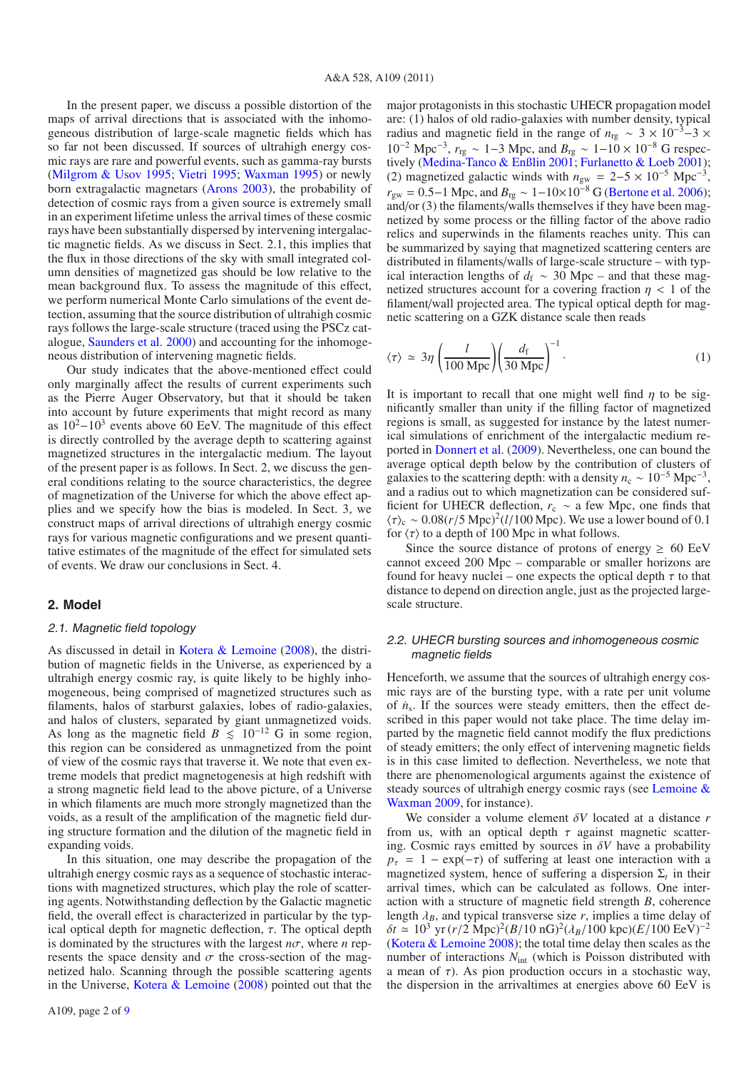In the present paper, we discuss a possible distortion of the maps of arrival directions that is associated with the inhomogeneous distribution of large-scale magnetic fields which has so far not been discussed. If sources of ultrahigh energy cosmic rays are rare and powerful events, such as gamma-ray bursts (Milgrom & Usov 1995; Vietri 1995; Waxman 1995) or newly born extragalactic magnetars (Arons 2003), the probability of detection of cosmic rays from a given source is extremely small in an experiment lifetime unless the arrival times of these cosmic rays have been substantially dispersed by intervening intergalactic magnetic fields. As we discuss in Sect. 2.1, this implies that the flux in those directions of the sky with small integrated column densities of magnetized gas should be low relative to the mean background flux. To assess the magnitude of this effect, we perform numerical Monte Carlo simulations of the event detection, assuming that the source distribution of ultrahigh cosmic rays follows the large-scale structure (traced using the PSCz catalogue, Saunders et al. 2000) and accounting for the inhomogeneous distribution of intervening magnetic fields.

Our study indicates that the above-mentioned effect could only marginally affect the results of current experiments such as the Pierre Auger Observatory, but that it should be taken into account by future experiments that might record as many as $10^2$–$10^3$ events above 60 EeV. The magnitude of this effect is directly controlled by the average depth to scattering against magnetized structures in the intergalactic medium. The layout of the present paper is as follows. In Sect. 2, we discuss the general conditions relating to the source characteristics, the degree of magnetization of the Universe for which the above effect applies and we specify how the bias is modeled. In Sect. 3, we construct maps of arrival directions of ultrahigh energy cosmic rays for various magnetic configurations and we present quantitative estimates of the magnitude of the effect for simulated sets of events. We draw our conclusions in Sect. 4.

## 2. Model

### 2.1. Magnetic field topology

As discussed in detail in Kotera & Lemoine (2008), the distribution of magnetic fields in the Universe, as experienced by a ultrahigh energy cosmic ray, is quite likely to be highly inhomogeneous, being comprised of magnetized structures such as filaments, halos of starburst galaxies, lobes of radio-galaxies, and halos of clusters, separated by giant unmagnetized voids. As long as the magnetic field $B \lesssim 10^{-12}$ G in some region, this region can be considered as unmagnetized from the point of view of the cosmic rays that traverse it. We note that even extreme models that predict magnetogenesis at high redshift with a strong magnetic field lead to the above picture, of a Universe in which filaments are much more strongly magnetized than the voids, as a result of the amplification of the magnetic field during structure formation and the dilution of the magnetic field in expanding voids.

In this situation, one may describe the propagation of the ultrahigh energy cosmic rays as a sequence of stochastic interactions with magnetized structures, which play the role of scattering agents. Notwithstanding deflection by the Galactic magnetic field, the overall effect is characterized in particular by the typical optical depth for magnetic deflection, $\tau$. The optical depth is dominated by the structures with the largest $n\sigma$, where $n$ represents the space density and $\sigma$ the cross-section of the magnetized halo. Scanning through the possible scattering agents in the Universe, Kotera & Lemoine (2008) pointed out that the major protagonists in this stochastic UHECR propagation model are: (1) halos of old radio-galaxies with number density, typical radius and magnetic field in the range of $n_{\rm rg} \sim 3 \times 10^{-3}$–$3 \times 10^{-2}$ Mpc$^{-3}$, $r_{\rm rg} \sim 1$–$3$ Mpc, and $B_{\rm rg} \sim 1$–$10 \times 10^{-8}$ G respectively (Medina-Tanco & Enßlin 2001; Furlanetto & Loeb 2001); (2) magnetized galactic winds with $n_{\rm gw} = 2$–$5 \times 10^{-5}$ Mpc$^{-3}$, $r_{\rm gw} = 0.5$–$1$ Mpc, and $B_{\rm rg} \sim 1$–$10 \times 10^{-8}$ G (Bertone et al. 2006); and/or (3) the filaments/walls themselves if they have been magnetized by some process or the filling factor of the above radio relics and superwinds in the filaments reaches unity. This can be summarized by saying that magnetized scattering centers are distributed in filaments/walls of large-scale structure – with typical interaction lengths of $d_{\rm f} \sim 30$ Mpc – and that these magnetized structures account for a covering fraction $\eta < 1$ of the filament/wall projected area. The typical optical depth for magnetic scattering on a GZK distance scale then reads

$$\langle \tau \rangle \simeq 3\eta \left(\frac{l}{100\ \mathrm{Mpc}}\right)\left(\frac{d_{\rm f}}{30\ \mathrm{Mpc}}\right)^{-1}. \tag{1}$$

It is important to recall that one might well find $\eta$ to be significantly smaller than unity if the filling factor of magnetized regions is small, as suggested for instance by the latest numerical simulations of enrichment of the intergalactic medium reported in Donnert et al. (2009). Nevertheless, one can bound the average optical depth below by the contribution of clusters of galaxies to the scattering depth: with a density $n_{\rm c} \sim 10^{-5}$ Mpc$^{-3}$, and a radius out to which magnetization can be considered sufficient for UHECR deflection, $r_{\rm c} \sim$ a few Mpc, one finds that $\langle \tau \rangle_{\rm c} \sim 0.08 (r/5\ \mathrm{Mpc})^2 (l/100\ \mathrm{Mpc})$. We use a lower bound of 0.1 for $\langle \tau \rangle$ to a depth of 100 Mpc in what follows.

Since the source distance of protons of energy $\geq 60$ EeV cannot exceed 200 Mpc – comparable or smaller horizons are found for heavy nuclei – one expects the optical depth $\tau$ to that distance to depend on direction angle, just as the projected large-scale structure.

### 2.2. UHECR bursting sources and inhomogeneous cosmic magnetic fields

Henceforth, we assume that the sources of ultrahigh energy cosmic rays are of the bursting type, with a rate per unit volume of $\dot{n}_{\rm s}$. If the sources were steady emitters, then the effect described in this paper would not take place. The time delay imparted by the magnetic field cannot modify the flux predictions of steady emitters; the only effect of intervening magnetic fields is in this case limited to deflection. Nevertheless, we note that there are phenomenological arguments against the existence of steady sources of ultrahigh energy cosmic rays (see Lemoine & Waxman 2009, for instance).

We consider a volume element $\delta V$ located at a distance $r$ from us, with an optical depth $\tau$ against magnetic scattering. Cosmic rays emitted by sources in $\delta V$ have a probability $p_\tau = 1 - \exp(-\tau)$ of suffering at least one interaction with a magnetized system, hence of suffering a dispersion $\Sigma_t$ in their arrival times, which can be calculated as follows. One interaction with a structure of magnetic field strength $B$, coherence length $\lambda_B$, and typical transverse size $r$, implies a time delay of $\delta t \simeq 10^3$ yr $(r/2\ \mathrm{Mpc})^2 (B/10\ \mathrm{nG})^2 (\lambda_B/100\ \mathrm{kpc}) (E/100\ \mathrm{EeV})^{-2}$ (Kotera & Lemoine 2008); the total time delay then scales as the number of interactions $N_{\rm int}$ (which is Poisson distributed with a mean of $\tau$). As pion production occurs in a stochastic way, the dispersion in the arrivaltimes at energies above 60 EeV is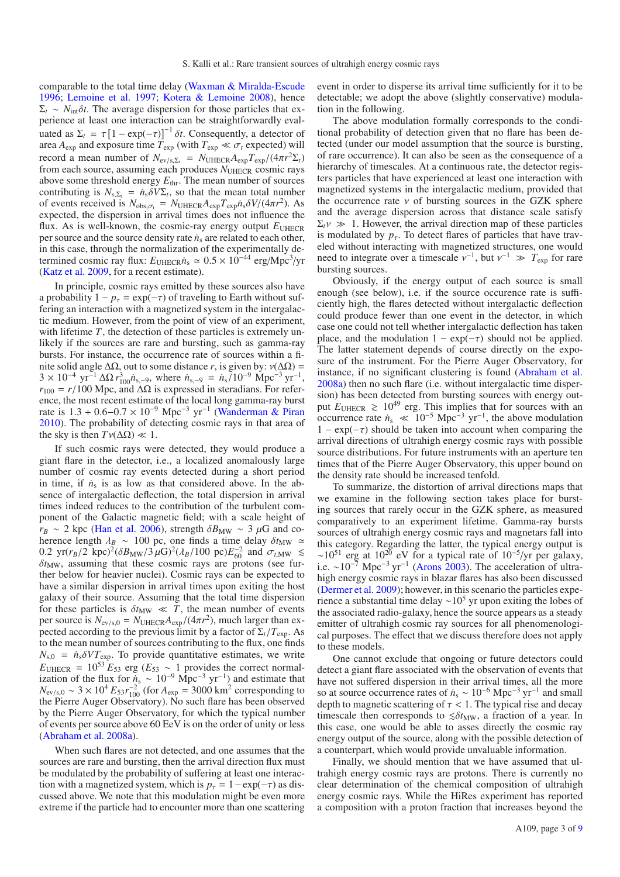comparable to the total time delay (Waxman & Miralda-Escude 1996; Lemoine et al. 1997; Kotera & Lemoine 2008), hence $\Sigma_t \sim N_{\rm int}\delta t$. The average dispersion for those particles that experience at least one interaction can be straightforwardly evaluated as $\Sigma_t = \tau\left[1-\exp(-\tau)\right]^{-1}\delta t$. Consequently, a detector of area $A_{\rm exp}$ and exposure time $T_{\rm exp}$ (with $T_{\rm exp} \ll \sigma_t$ expected) will record a mean number of $N_{{\rm ev/s},\Sigma_t} = N_{\rm UHECR}A_{\rm exp}T_{\rm exp}/(4\pi r^2\Sigma_t)$ from each source, assuming each produces $N_{\rm UHECR}$ cosmic rays above some threshold energy $E_{\rm thr}$. The mean number of sources contributing is $N_{{\rm s},\Sigma_t} = \dot{n}_{\rm s}\delta V\Sigma_t$, so that the mean total number of events received is $N_{{\rm obs},\sigma_t} = N_{\rm UHECR}A_{\rm exp}T_{\rm exp}\dot{n}_{\rm s}\delta V/(4\pi r^2)$. As expected, the dispersion in arrival times does not influence the flux. As is well-known, the cosmic-ray energy output $E_{\rm UHECR}$ per source and the source density rate $\dot{n}_{\rm s}$ are related to each other, in this case, through the normalization of the experimentally determined cosmic ray flux: $E_{\rm UHECR}\dot{n}_{\rm s} \simeq 0.5\times10^{-44}$ erg/Mpc$^3$/yr (Katz et al. 2009, for a recent estimate).

In principle, cosmic rays emitted by these sources have a probability $1 - p_\tau = \exp(-\tau)$ of traveling to Earth without suffering an interaction with a magnetized system in the intergalactic medium. However, from the point of view of an experiment, with lifetime $T$, the detection of these particles is extremely unlikely if the sources are rare and bursting, such as gamma-ray bursts. For instance, the occurrence rate of sources within a finite solid angle $\Delta\Omega$, out to some distance $r$, is given by: $\nu(\Delta\Omega) = 3\times10^{-4}$ yr$^{-1}$ $\Delta\Omega\, r_{100}^3\dot{n}_{{\rm s},-9}$, where $\dot{n}_{{\rm s},-9} = \dot{n}_{\rm s}/10^{-9}$ Mpc$^{-3}$ yr$^{-1}$, $r_{100} = r/100$ Mpc, and $\Delta\Omega$ is expressed in steradians. For reference, the most recent estimate of the local long gamma-ray burst rate is $1.3 + 0.6{-}0.7\times10^{-9}$ Mpc$^{-3}$ yr$^{-1}$ (Wanderman & Piran 2010). The probability of detecting cosmic rays in that area of the sky is then $T\nu(\Delta\Omega) \ll 1$.

If such cosmic rays were detected, they would produce a giant flare in the detector, i.e., a localized anomalously large number of cosmic ray events detected during a short period in time, if $\dot{n}_{\rm s}$ is as low as that considered above. In the absence of intergalactic deflection, the total dispersion in arrival times indeed reduces to the contribution of the turbulent component of the Galactic magnetic field; with a scale height of $r_B \sim 2$ kpc (Han et al. 2006), strength $\delta B_{\rm MW} \sim 3\,\mu$G and coherence length $\lambda_B \sim 100$ pc, one finds a time delay $\delta t_{\rm MW} \simeq 0.2$ yr$(r_B/2\ {\rm kpc})^2(\delta B_{\rm MW}/3\,\mu{\rm G})^2(\lambda_B/100\ {\rm pc})E_{60}^{-2}$ and $\sigma_{t,{\rm MW}} \lesssim \delta t_{\rm MW}$, assuming that these cosmic rays are protons (see further below for heavier nuclei). Cosmic rays can be expected to have a similar dispersion in arrival times upon exiting the host galaxy of their source. Assuming that the total time dispersion for these particles is $\delta t_{\rm MW} \ll T$, the mean number of events per source is $N_{\rm ev/s,0} = N_{\rm UHECR}A_{\rm exp}/(4\pi r^2)$, much larger than expected according to the previous limit by a factor of $\Sigma_t/T_{\rm exp}$. As to the mean number of sources contributing to the flux, one finds $N_{\rm s,0} = \dot{n}_{\rm s}\delta V T_{\rm exp}$. To provide quantitative estimates, we write $E_{\rm UHECR} = 10^{53}\,E_{53}$ erg ($E_{53} \sim 1$ provides the correct normalization of the flux for $\dot{n}_{\rm s} \sim 10^{-9}$ Mpc$^{-3}$ yr$^{-1}$) and estimate that $N_{\rm ev/s,0} \sim 3\times10^4\,E_{53}r_{100}^{-2}$ (for $A_{\rm exp} = 3000$ km$^2$ corresponding to the Pierre Auger Observatory). No such flare has been observed by the Pierre Auger Observatory, for which the typical number of events per source above 60 EeV is on the order of unity or less (Abraham et al. 2008a).

When such flares are not detected, and one assumes that the sources are rare and bursting, then the arrival direction flux must be modulated by the probability of suffering at least one interaction with a magnetized system, which is $p_\tau = 1 - \exp(-\tau)$ as discussed above. We note that this modulation might be even more extreme if the particle had to encounter more than one scattering event in order to disperse its arrival time sufficiently for it to be detectable; we adopt the above (slightly conservative) modulation in the following.

The above modulation formally corresponds to the conditional probability of detection given that no flare has been detected (under our model assumption that the source is bursting, of rare occurrence). It can also be seen as the consequence of a hierarchy of timescales. At a continuous rate, the detector registers particles that have experienced at least one interaction with magnetized systems in the intergalactic medium, provided that the occurrence rate $\nu$ of bursting sources in the GZK sphere and the average dispersion across that distance scale satisfy $\Sigma_t\nu \gg 1$. However, the arrival direction map of these particles is modulated by $p_\tau$. To detect flares of particles that have traveled without interacting with magnetized structures, one would need to integrate over a timescale $\nu^{-1}$, but $\nu^{-1} \gg T_{\rm exp}$ for rare bursting sources.

Obviously, if the energy output of each source is small enough (see below), i.e. if the source occurence rate is sufficiently high, the flares detected without intergalactic deflection could produce fewer than one event in the detector, in which case one could not tell whether intergalactic deflection has taken place, and the modulation $1 - \exp(-\tau)$ should not be applied. The latter statement depends of course directly on the exposure of the instrument. For the Pierre Auger Observatory, for instance, if no significant clustering is found (Abraham et al. 2008a) then no such flare (i.e. without intergalactic time dispersion) has been detected from bursting sources with energy output $E_{\rm UHECR} \gtrsim 10^{49}$ erg. This implies that for sources with an occurrence rate $\dot{n}_{\rm s} \ll 10^{-5}$ Mpc$^{-3}$ yr$^{-1}$, the above modulation $1 - \exp(-\tau)$ should be taken into account when comparing the arrival directions of ultrahigh energy cosmic rays with possible source distributions. For future instruments with an aperture ten times that of the Pierre Auger Observatory, this upper bound on the density rate should be increased tenfold.

To summarize, the distortion of arrival directions maps that we examine in the following section takes place for bursting sources that rarely occur in the GZK sphere, as measured comparatively to an experiment lifetime. Gamma-ray bursts sources of ultrahigh energy cosmic rays and magnetars fall into this category. Regarding the latter, the typical energy output is $\sim 10^{51}$ erg at $10^{20}$ eV for a typical rate of $10^{-5}$/yr per galaxy, i.e. $\sim 10^{-7}$ Mpc$^{-3}$ yr$^{-1}$ (Arons 2003). The acceleration of ultrahigh energy cosmic rays in blazar flares has also been discussed (Dermer et al. 2009); however, in this scenario the particles experience a substantial time delay $\sim 10^5$ yr upon exiting the lobes of the associated radio-galaxy, hence the source appears as a steady emitter of ultrahigh cosmic ray sources for all phenomenological purposes. The effect that we discuss therefore does not apply to these models.

One cannot exclude that ongoing or future detectors could detect a giant flare associated with the observation of events that have not suffered dispersion in their arrival times, all the more so at source occurrence rates of $\dot{n}_{\rm s} \sim 10^{-6}$ Mpc$^{-3}$ yr$^{-1}$ and small depth to magnetic scattering of $\tau < 1$. The typical rise and decay timescale then corresponds to $\lesssim \delta t_{\rm MW}$, a fraction of a year. In this case, one would be able to asses directly the cosmic ray energy output of the source, along with the possible detection of a counterpart, which would provide unvaluable information.

Finally, we should mention that we have assumed that ultrahigh energy cosmic rays are protons. There is currently no clear determination of the chemical composition of ultrahigh energy cosmic rays. While the HiRes experiment has reported a composition with a proton fraction that increases beyond the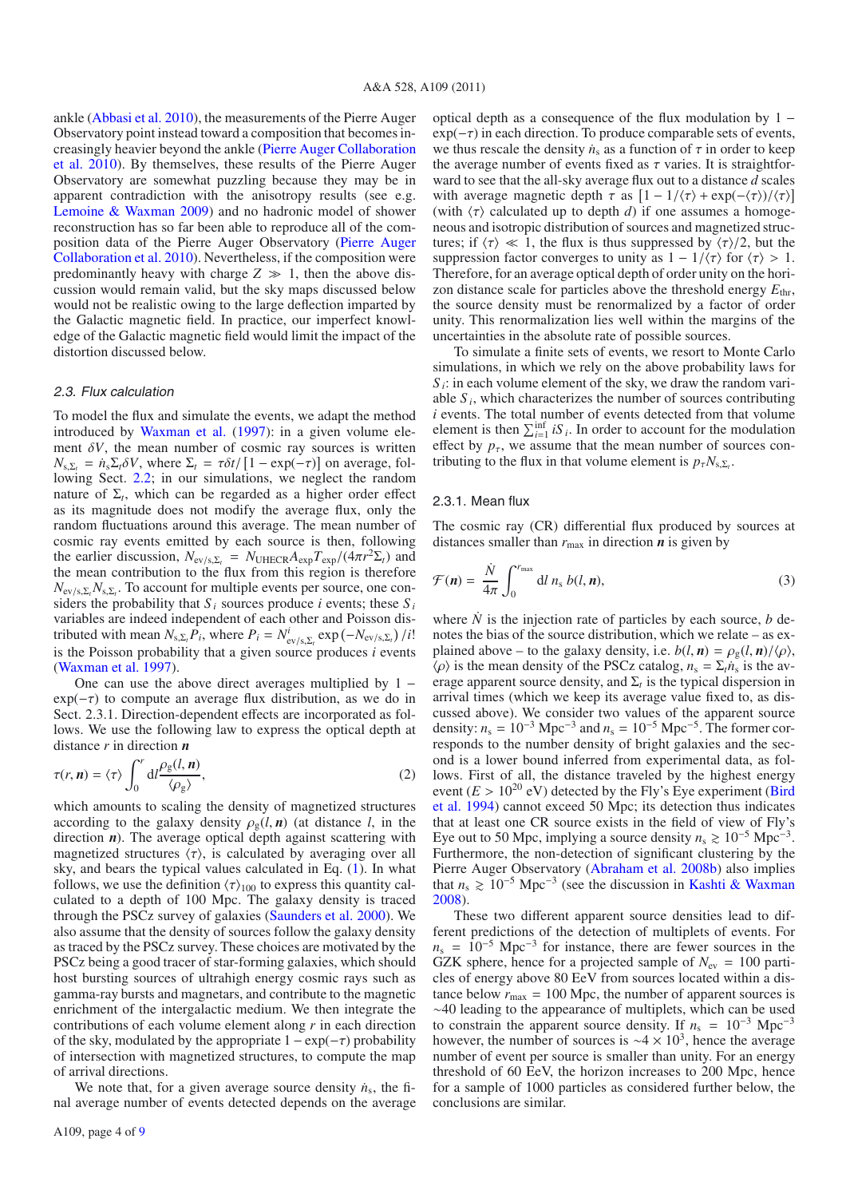ankle (Abbasi et al. 2010), the measurements of the Pierre Auger Observatory point instead toward a composition that becomes increasingly heavier beyond the ankle (Pierre Auger Collaboration et al. 2010). By themselves, these results of the Pierre Auger Observatory are somewhat puzzling because they may be in apparent contradiction with the anisotropy results (see e.g. Lemoine & Waxman 2009) and no hadronic model of shower reconstruction has so far been able to reproduce all of the composition data of the Pierre Auger Observatory (Pierre Auger Collaboration et al. 2010). Nevertheless, if the composition were predominantly heavy with charge $Z \gg 1$, then the above discussion would remain valid, but the sky maps discussed below would not be realistic owing to the large deflection imparted by the Galactic magnetic field. In practice, our imperfect knowledge of the Galactic magnetic field would limit the impact of the distortion discussed below.

### 2.3. Flux calculation

To model the flux and simulate the events, we adapt the method introduced by Waxman et al. (1997): in a given volume element $\delta V$, the mean number of cosmic ray sources is written $N_{s,\Sigma_t} = \dot{n}_s \Sigma_t \delta V$, where $\Sigma_t = \tau\delta t / [1 - \exp(-\tau)]$ on average, following Sect. 2.2; in our simulations, we neglect the random nature of $\Sigma_t$, which can be regarded as a higher order effect as its magnitude does not modify the average flux, only the random fluctuations around this average. The mean number of cosmic ray events emitted by each source is then, following the earlier discussion, $N_{\mathrm{ev/s},\Sigma_t} = N_{\mathrm{UHECR}} A_{\mathrm{exp}} T_{\mathrm{exp}} / (4\pi r^2 \Sigma_t)$ and the mean contribution to the flux from this region is therefore $N_{\mathrm{ev/s},\Sigma_t} N_{s,\Sigma_t}$. To account for multiple events per source, one considers the probability that $S_i$ sources produce $i$ events; these $S_i$ variables are indeed independent of each other and Poisson distributed with mean $N_{s,\Sigma_t} P_i$, where $P_i = N^i_{\mathrm{ev/s},\Sigma_t} \exp\left(-N_{\mathrm{ev/s},\Sigma_t}\right)/i!$ is the Poisson probability that a given source produces $i$ events (Waxman et al. 1997).

One can use the above direct averages multiplied by $1 - \exp(-\tau)$ to compute an average flux distribution, as we do in Sect. 2.3.1. Direction-dependent effects are incorporated as follows. We use the following law to express the optical depth at distance $r$ in direction $\boldsymbol{n}$

$$\tau(r, \boldsymbol{n}) = \langle\tau\rangle \int_0^r \mathrm{d}l \frac{\rho_{\mathrm{g}}(l, \boldsymbol{n})}{\langle\rho_{\mathrm{g}}\rangle}, \tag{2}$$

which amounts to scaling the density of magnetized structures according to the galaxy density $\rho_{\mathrm{g}}(l, \boldsymbol{n})$ (at distance $l$, in the direction $\boldsymbol{n}$). The average optical depth against scattering with magnetized structures $\langle\tau\rangle$, is calculated by averaging over all sky, and bears the typical values calculated in Eq. (1). In what follows, we use the definition $\langle\tau\rangle_{100}$ to express this quantity calculated to a depth of 100 Mpc. The galaxy density is traced through the PSCz survey of galaxies (Saunders et al. 2000). We also assume that the density of sources follow the galaxy density as traced by the PSCz survey. These choices are motivated by the PSCz being a good tracer of star-forming galaxies, which should host bursting sources of ultrahigh energy cosmic rays such as gamma-ray bursts and magnetars, and contribute to the magnetic enrichment of the intergalactic medium. We then integrate the contributions of each volume element along $r$ in each direction of the sky, modulated by the appropriate $1 - \exp(-\tau)$ probability of intersection with magnetized structures, to compute the map of arrival directions.

We note that, for a given average source density $\dot{n}_s$, the final average number of events detected depends on the average optical depth as a consequence of the flux modulation by $1 - \exp(-\tau)$ in each direction. To produce comparable sets of events, we thus rescale the density $\dot{n}_s$ as a function of $\tau$ in order to keep the average number of events fixed as $\tau$ varies. It is straightforward to see that the all-sky average flux out to a distance $d$ scales with average magnetic depth $\tau$ as $[1 - 1/\langle\tau\rangle + \exp(-\langle\tau\rangle)/\langle\tau\rangle]$ (with $\langle\tau\rangle$ calculated up to depth $d$) if one assumes a homogeneous and isotropic distribution of sources and magnetized structures; if $\langle\tau\rangle \ll 1$, the flux is thus suppressed by $\langle\tau\rangle/2$, but the suppression factor converges to unity as $1 - 1/\langle\tau\rangle$ for $\langle\tau\rangle > 1$. Therefore, for an average optical depth of order unity on the horizon distance scale for particles above the threshold energy $E_{\mathrm{thr}}$, the source density must be renormalized by a factor of order unity. This renormalization lies well within the margins of the uncertainties in the absolute rate of possible sources.

To simulate a finite sets of events, we resort to Monte Carlo simulations, in which we rely on the above probability laws for $S_i$: in each volume element of the sky, we draw the random variable $S_i$, which characterizes the number of sources contributing $i$ events. The total number of events detected from that volume element is then $\sum_{i=1}^{\mathrm{inf}} i S_i$. In order to account for the modulation effect by $p_\tau$, we assume that the mean number of sources contributing to the flux in that volume element is $p_\tau N_{s,\Sigma_t}$.

#### 2.3.1. Mean flux

The cosmic ray (CR) differential flux produced by sources at distances smaller than $r_{\max}$ in direction $\boldsymbol{n}$ is given by

$$\mathcal{F}(\boldsymbol{n}) = \frac{\dot{N}}{4\pi} \int_0^{r_{\max}} \mathrm{d}l \; n_s \, b(l, \boldsymbol{n}), \tag{3}$$

where $\dot{N}$ is the injection rate of particles by each source, $b$ denotes the bias of the source distribution, which we relate – as explained above – to the galaxy density, i.e. $b(l, \boldsymbol{n}) = \rho_{\mathrm{g}}(l, \boldsymbol{n})/\langle\rho\rangle$, $\langle\rho\rangle$ is the mean density of the PSCz catalog, $n_s = \Sigma_t \dot{n}_s$ is the average apparent source density, and $\Sigma_t$ is the typical dispersion in arrival times (which we keep its average value fixed to, as discussed above). We consider two values of the apparent source density: $n_s = 10^{-3}$ Mpc$^{-3}$ and $n_s = 10^{-5}$ Mpc$^{-5}$. The former corresponds to the number density of bright galaxies and the second is a lower bound inferred from experimental data, as follows. First of all, the distance traveled by the highest energy event ($E > 10^{20}$ eV) detected by the Fly's Eye experiment (Bird et al. 1994) cannot exceed 50 Mpc; its detection thus indicates that at least one CR source exists in the field of view of Fly's Eye out to 50 Mpc, implying a source density $n_s \gtrsim 10^{-5}$ Mpc$^{-3}$. Furthermore, the non-detection of significant clustering by the Pierre Auger Observatory (Abraham et al. 2008b) also implies that $n_s \gtrsim 10^{-5}$ Mpc$^{-3}$ (see the discussion in Kashti & Waxman 2008).

These two different apparent source densities lead to different predictions of the detection of multiplets of events. For $n_s = 10^{-5}$ Mpc$^{-3}$ for instance, there are fewer sources in the GZK sphere, hence for a projected sample of $N_{\mathrm{ev}} = 100$ particles of energy above 80 EeV from sources located within a distance below $r_{\max} = 100$ Mpc, the number of apparent sources is $\sim$40 leading to the appearance of multiplets, which can be used to constrain the apparent source density. If $n_s = 10^{-3}$ Mpc$^{-3}$ however, the number of sources is $\sim 4 \times 10^3$, hence the average number of event per source is smaller than unity. For an energy threshold of 60 EeV, the horizon increases to 200 Mpc, hence for a sample of 1000 particles as considered further below, the conclusions are similar.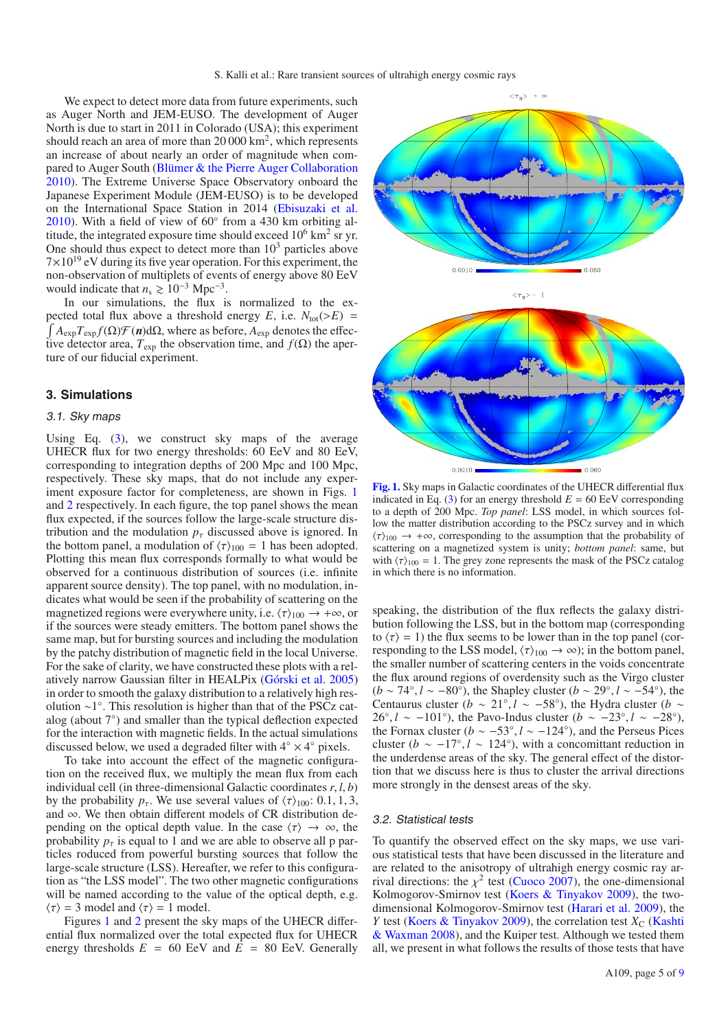We expect to detect more data from future experiments, such as Auger North and JEM-EUSO. The development of Auger North is due to start in 2011 in Colorado (USA); this experiment should reach an area of more than 20 000 km$^2$, which represents an increase of about nearly an order of magnitude when compared to Auger South (Blümer & the Pierre Auger Collaboration 2010). The Extreme Universe Space Observatory onboard the Japanese Experiment Module (JEM-EUSO) is to be developed on the International Space Station in 2014 (Ebisuzaki et al. 2010). With a field of view of 60° from a 430 km orbiting altitude, the integrated exposure time should exceed $10^6$ km$^2$ sr yr. One should thus expect to detect more than $10^3$ particles above $7{\times}10^{19}$ eV during its five year operation. For this experiment, the non-observation of multiplets of events of energy above 80 EeV would indicate that $n_s \gtrsim 10^{-3}$ Mpc$^{-3}$.

In our simulations, the flux is normalized to the expected total flux above a threshold energy $E$, i.e. $N_{\rm tot}(>E) = \int A_{\rm exp} T_{\rm exp} f(\Omega) \mathcal{F}(\boldsymbol{n}) {\rm d}\Omega$, where as before, $A_{\rm exp}$ denotes the effective detector area, $T_{\rm exp}$ the observation time, and $f(\Omega)$ the aperture of our fiducial experiment.

## 3. Simulations

### 3.1. Sky maps

Using Eq. (3), we construct sky maps of the average UHECR flux for two energy thresholds: 60 EeV and 80 EeV, corresponding to integration depths of 200 Mpc and 100 Mpc, respectively. These sky maps, that do not include any experiment exposure factor for completeness, are shown in Figs. 1 and 2 respectively. In each figure, the top panel shows the mean flux expected, if the sources follow the large-scale structure distribution and the modulation $p_\tau$ discussed above is ignored. In the bottom panel, a modulation of $\langle\tau\rangle_{100} = 1$ has been adopted. Plotting this mean flux corresponds formally to what would be observed for a continuous distribution of sources (i.e. infinite apparent source density). The top panel, with no modulation, indicates what would be seen if the probability of scattering on the magnetized regions were everywhere unity, i.e. $\langle\tau\rangle_{100} \to +\infty$, or if the sources were steady emitters. The bottom panel shows the same map, but for bursting sources and including the modulation by the patchy distribution of magnetic field in the local Universe. For the sake of clarity, we have constructed these plots with a relatively narrow Gaussian filter in HEALPix (Górski et al. 2005) in order to smooth the galaxy distribution to a relatively high resolution ~1°. This resolution is higher than that of the PSCz catalog (about 7°) and smaller than the typical deflection expected for the interaction with magnetic fields. In the actual simulations discussed below, we used a degraded filter with 4° × 4° pixels.

To take into account the effect of the magnetic configuration on the received flux, we multiply the mean flux from each individual cell (in three-dimensional Galactic coordinates $r, l, b$) by the probability $p_\tau$. We use several values of $\langle\tau\rangle_{100}$: 0.1, 1, 3, and $\infty$. We then obtain different models of CR distribution depending on the optical depth value. In the case $\langle\tau\rangle \to \infty$, the probability $p_\tau$ is equal to 1 and we are able to observe all p particles roduced from powerful bursting sources that follow the large-scale structure (LSS). Hereafter, we refer to this configuration as "the LSS model". The two other magnetic configurations will be named according to the value of the optical depth, e.g. $\langle\tau\rangle = 3$ model and $\langle\tau\rangle = 1$ model.

Figures 1 and 2 present the sky maps of the UHECR differential flux normalized over the total expected flux for UHECR energy thresholds $E$ = 60 EeV and $E$ = 80 EeV. Generally speaking, the distribution of the flux reflects the galaxy distribution following the LSS, but in the bottom map (corresponding to $\langle\tau\rangle = 1$) the flux seems to be lower than in the top panel (corresponding to the LSS model, $\langle\tau\rangle_{100} \to \infty$); in the bottom panel, the smaller number of scattering centers in the voids concentrate the flux around regions of overdensity such as the Virgo cluster ($b \sim 74°, l \sim -80°$), the Shapley cluster ($b \sim 29°, l \sim -54°$), the Centaurus cluster ($b \sim 21°, l \sim -58°$), the Hydra cluster ($b \sim 26°, l \sim -101°$), the Pavo-Indus cluster ($b \sim -23°, l \sim -28°$), the Fornax cluster ($b \sim -53°, l \sim -124°$), and the Perseus Pices cluster ($b \sim -17°, l \sim 124°$), with a concomittant reduction in the underdense areas of the sky. The general effect of the distortion that we discuss here is thus to cluster the arrival directions more strongly in the densest areas of the sky.

**Fig. 1.** Sky maps in Galactic coordinates of the UHECR differential flux indicated in Eq. (3) for an energy threshold $E$ = 60 EeV corresponding to a depth of 200 Mpc. *Top panel*: LSS model, in which sources follow the matter distribution according to the PSCz survey and in which $\langle\tau\rangle_{100} \to +\infty$, corresponding to the assumption that the probability of scattering on a magnetized system is unity; *bottom panel*: same, but with $\langle\tau\rangle_{100} = 1$. The grey zone represents the mask of the PSCz catalog in which there is no information.

### 3.2. Statistical tests

To quantify the observed effect on the sky maps, we use various statistical tests that have been discussed in the literature and are related to the anisotropy of ultrahigh energy cosmic ray arrival directions: the $\chi^2$ test (Cuoco 2007), the one-dimensional Kolmogorov-Smirnov test (Koers & Tinyakov 2009), the two-dimensional Kolmogorov-Smirnov test (Harari et al. 2009), the $Y$ test (Koers & Tinyakov 2009), the correlation test $X_{\rm C}$ (Kashti & Waxman 2008), and the Kuiper test. Although we tested them all, we present in what follows the results of those tests that have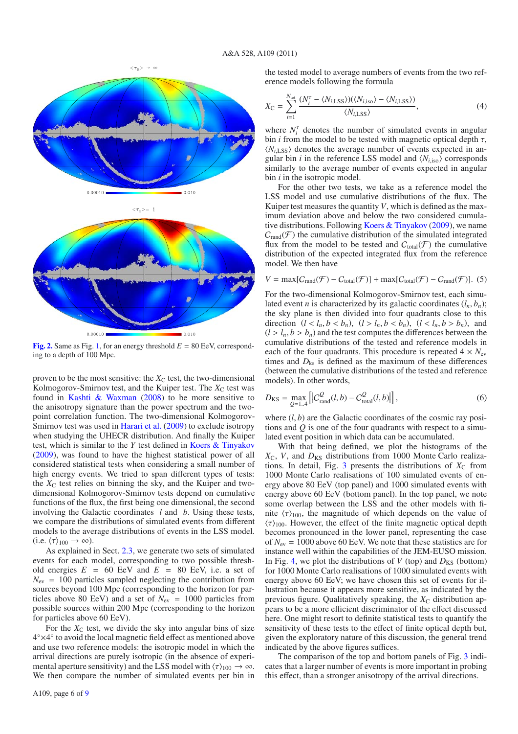**Fig. 2.** Same as Fig. 1, for an energy threshold $E = 80$ EeV, corresponding to a depth of 100 Mpc.

proven to be the most sensitive: the $X_C$ test, the two-dimensional Kolmogorov-Smirnov test, and the Kuiper test. The $X_C$ test was found in Kashti & Waxman (2008) to be more sensitive to the anisotropy signature than the power spectrum and the two-point correlation function. The two-dimensional Kolmogorov-Smirnov test was used in Harari et al. (2009) to exclude isotropy when studying the UHECR distribution. And finally the Kuiper test, which is similar to the $Y$ test defined in Koers & Tinyakov (2009), was found to have the highest statistical power of all considered statistical tests when considering a small number of high energy events. We tried to span different types of tests: the $X_C$ test relies on binning the sky, and the Kuiper and two-dimensional Kolmogorov-Smirnov tests depend on cumulative functions of the flux, the first being one dimensional, the second involving the Galactic coordinates $l$ and $b$. Using these tests, we compare the distributions of simulated events from different models to the average distributions of events in the LSS model. (i.e. $\langle\tau\rangle_{100} \rightarrow \infty$).

As explained in Sect. 2.3, we generate two sets of simulated events for each model, corresponding to two possible threshold energies $E = 60$ EeV and $E = 80$ EeV, i.e. a set of $N_{\rm ev} = 100$ particles sampled neglecting the contribution from sources beyond 100 Mpc (corresponding to the horizon for particles above 80 EeV) and a set of $N_{\rm ev} = 1000$ particles from possible sources within 200 Mpc (corresponding to the horizon for particles above 60 EeV).

For the $X_C$ test, we divide the sky into angular bins of size $4°\times4°$ to avoid the local magnetic field effect as mentioned above and use two reference models: the isotropic model in which the arrival directions are purely isotropic (in the absence of experimental aperture sensitivity) and the LSS model with $\langle\tau\rangle_{100} \rightarrow \infty$. We then compare the number of simulated events per bin in the tested model to average numbers of events from the two reference models following the formula

$$X_{\rm C} = \sum_{i=1}^{N_{\rm tot}} \frac{(N_i^{\tau} - \langle N_{i,\rm LSS}\rangle)(\langle N_{i,\rm iso}\rangle - \langle N_{i,\rm LSS}\rangle)}{\langle N_{i,\rm LSS}\rangle}, \tag{4}$$

where $N_i^{\tau}$ denotes the number of simulated events in angular bin $i$ from the model to be tested with magnetic optical depth $\tau$, $\langle N_{i,\rm LSS}\rangle$ denotes the average number of events expected in angular bin $i$ in the reference LSS model and $\langle N_{i,\rm iso}\rangle$ corresponds similarly to the average number of events expected in angular bin $i$ in the isotropic model.

For the other two tests, we take as a reference model the LSS model and use cumulative distributions of the flux. The Kuiper test measures the quantity $V$, which is defined as the maximum deviation above and below the two considered cumulative distributions. Following Koers & Tinyakov (2009), we name $C_{\rm rand}(\mathcal{F})$ the cumulative distribution of the simulated integrated flux from the model to be tested and $C_{\rm total}(\mathcal{F})$ the cumulative distribution of the expected integrated flux from the reference model. We then have

$$V = \max[C_{\rm rand}(\mathcal{F}) - C_{\rm total}(\mathcal{F})] + \max[C_{\rm total}(\mathcal{F}) - C_{\rm rand}(\mathcal{F})]. \tag{5}$$

For the two-dimensional Kolmogorov-Smirnov test, each simulated event $n$ is characterized by its galactic coordinates $(l_n, b_n)$; the sky plane is then divided into four quadrants close to this direction $(l < l_n, b < b_n)$, $(l > l_n, b < b_n)$, $(l < l_n, b > b_n)$, and $(l > l_n, b > b_n)$ and the test computes the differences between the cumulative distributions of the tested and reference models in each of the four quadrants. This procedure is repeated $4 \times N_{\rm ev}$ times and $D_{\rm ks}$ is defined as the maximum of these differences (between the cumulative distributions of the tested and reference models). In other words,

$$D_{\rm KS} = \max_{Q=1..4} \left[ \left| C^{Q}_{\rm rand}(l,b) - C^{Q}_{\rm total}(l,b) \right| \right], \tag{6}$$

where $(l, b)$ are the Galactic coordinates of the cosmic ray positions and $Q$ is one of the four quadrants with respect to a simulated event position in which data can be accumulated.

With that being defined, we plot the histograms of the $X_C$, $V$, and $D_{\rm KS}$ distributions from 1000 Monte Carlo realizations. In detail, Fig. 3 presents the distributions of $X_C$ from 1000 Monte Carlo realisations of 100 simulated events of energy above 80 EeV (top panel) and 1000 simulated events with energy above 60 EeV (bottom panel). In the top panel, we note some overlap between the LSS and the other models with finite $\langle\tau\rangle_{100}$, the magnitude of which depends on the value of $\langle\tau\rangle_{100}$. However, the effect of the finite magnetic optical depth becomes pronounced in the lower panel, representing the case of $N_{\rm ev} = 1000$ above 60 EeV. We note that these statistics are for instance well within the capabilities of the JEM-EUSO mission. In Fig. 4, we plot the distributions of $V$ (top) and $D_{\rm KS}$ (bottom) for 1000 Monte Carlo realisations of 1000 simulated events with energy above 60 EeV; we have chosen this set of events for illustration because it appears more sensitive, as indicated by the previous figure. Qualitatively speaking, the $X_C$ distribution appears to be a more efficient discriminator of the effect discussed here. One might resort to definite statistical tests to quantify the sensitivity of these tests to the effect of finite optical depth but, given the exploratory nature of this discussion, the general trend indicated by the above figures suffices.

The comparison of the top and bottom panels of Fig. 3 indicates that a larger number of events is more important in probing this effect, than a stronger anisotropy of the arrival directions.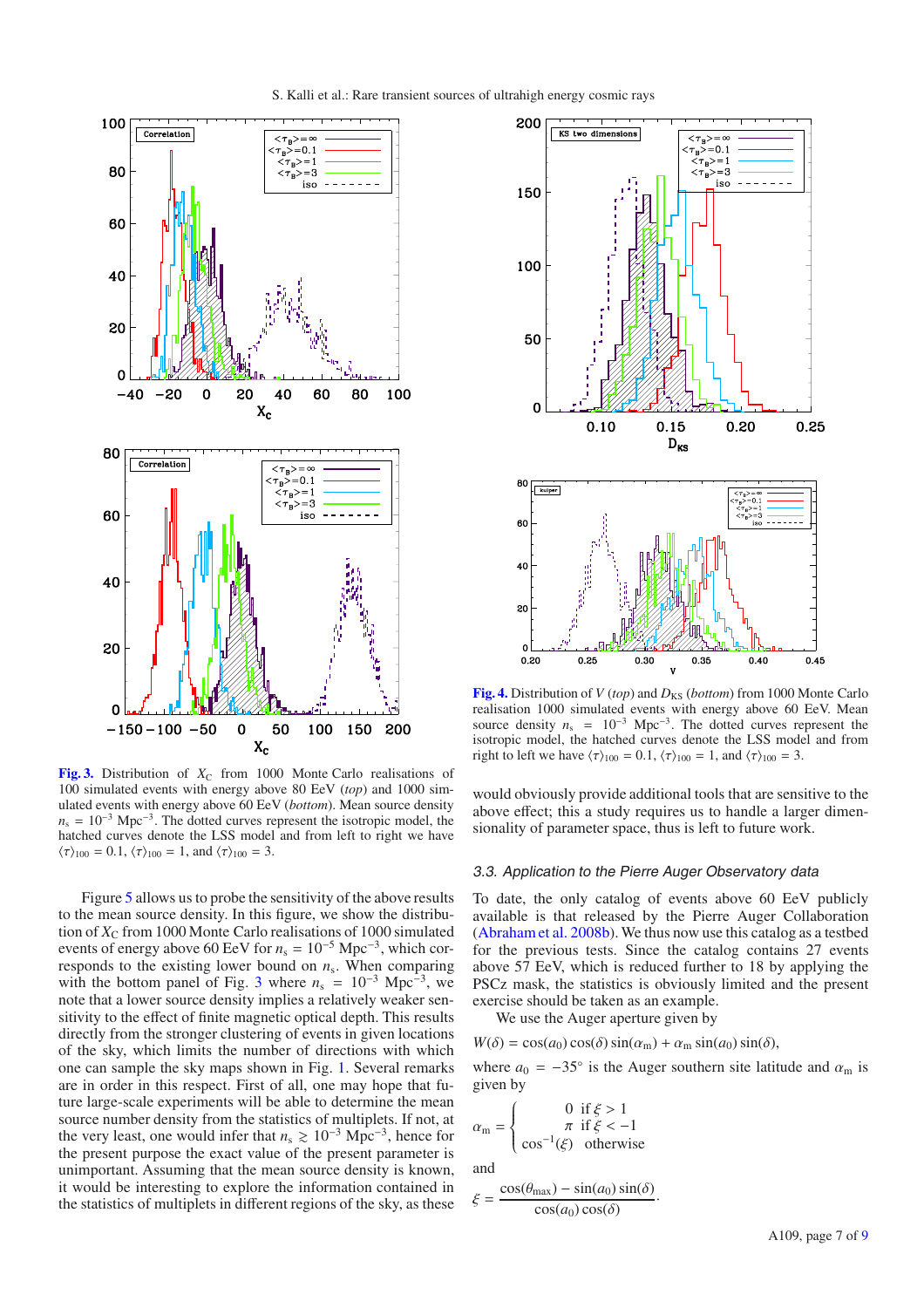**Fig. 3.** Distribution of $X_C$ from 1000 Monte Carlo realisations of 100 simulated events with energy above 80 EeV (*top*) and 1000 simulated events with energy above 60 EeV (*bottom*). Mean source density $n_s = 10^{-3}$ Mpc$^{-3}$. The dotted curves represent the isotropic model, the hatched curves denote the LSS model and from left to right we have $\langle\tau\rangle_{100} = 0.1$, $\langle\tau\rangle_{100} = 1$, and $\langle\tau\rangle_{100} = 3$.

Figure 5 allows us to probe the sensitivity of the above results to the mean source density. In this figure, we show the distribution of $X_C$ from 1000 Monte Carlo realisations of 1000 simulated events of energy above 60 EeV for $n_s = 10^{-5}$ Mpc$^{-3}$, which corresponds to the existing lower bound on $n_s$. When comparing with the bottom panel of Fig. 3 where $n_s = 10^{-3}$ Mpc$^{-3}$, we note that a lower source density implies a relatively weaker sensitivity to the effect of finite magnetic optical depth. This results directly from the stronger clustering of events in given locations of the sky, which limits the number of directions with which one can sample the sky maps shown in Fig. 1. Several remarks are in order in this respect. First of all, one may hope that future large-scale experiments will be able to determine the mean source number density from the statistics of multiplets. If not, at the very least, one would infer that $n_s \gtrsim 10^{-3}$ Mpc$^{-3}$, hence for the present purpose the exact value of the present parameter is unimportant. Assuming that the mean source density is known, it would be interesting to explore the information contained in the statistics of multiplets in different regions of the sky, as these would obviously provide additional tools that are sensitive to the above effect; this a study requires us to handle a larger dimensionality of parameter space, thus is left to future work.

**Fig. 4.** Distribution of $V$ (*top*) and $D_{KS}$ (*bottom*) from 1000 Monte Carlo realisation 1000 simulated events with energy above 60 EeV. Mean source density $n_s = 10^{-3}$ Mpc$^{-3}$. The dotted curves represent the isotropic model, the hatched curves denote the LSS model and from right to left we have $\langle\tau\rangle_{100} = 0.1$, $\langle\tau\rangle_{100} = 1$, and $\langle\tau\rangle_{100} = 3$.

### 3.3. Application to the Pierre Auger Observatory data

To date, the only catalog of events above 60 EeV publicly available is that released by the Pierre Auger Collaboration (Abraham et al. 2008b). We thus now use this catalog as a testbed for the previous tests. Since the catalog contains 27 events above 57 EeV, which is reduced further to 18 by applying the PSCz mask, the statistics is obviously limited and the present exercise should be taken as an example.

We use the Auger aperture given by

$$W(\delta) = \cos(a_0)\cos(\delta)\sin(\alpha_m) + \alpha_m \sin(a_0)\sin(\delta),$$

where $a_0 = -35°$ is the Auger southern site latitude and $\alpha_m$ is given by

$$\alpha_m = \begin{cases} 0 & \text{if } \xi > 1 \\ \pi & \text{if } \xi < -1 \\ \cos^{-1}(\xi) & \text{otherwise} \end{cases}$$

and

$$\xi = \frac{\cos(\theta_{max}) - \sin(a_0)\sin(\delta)}{\cos(a_0)\cos(\delta)}.$$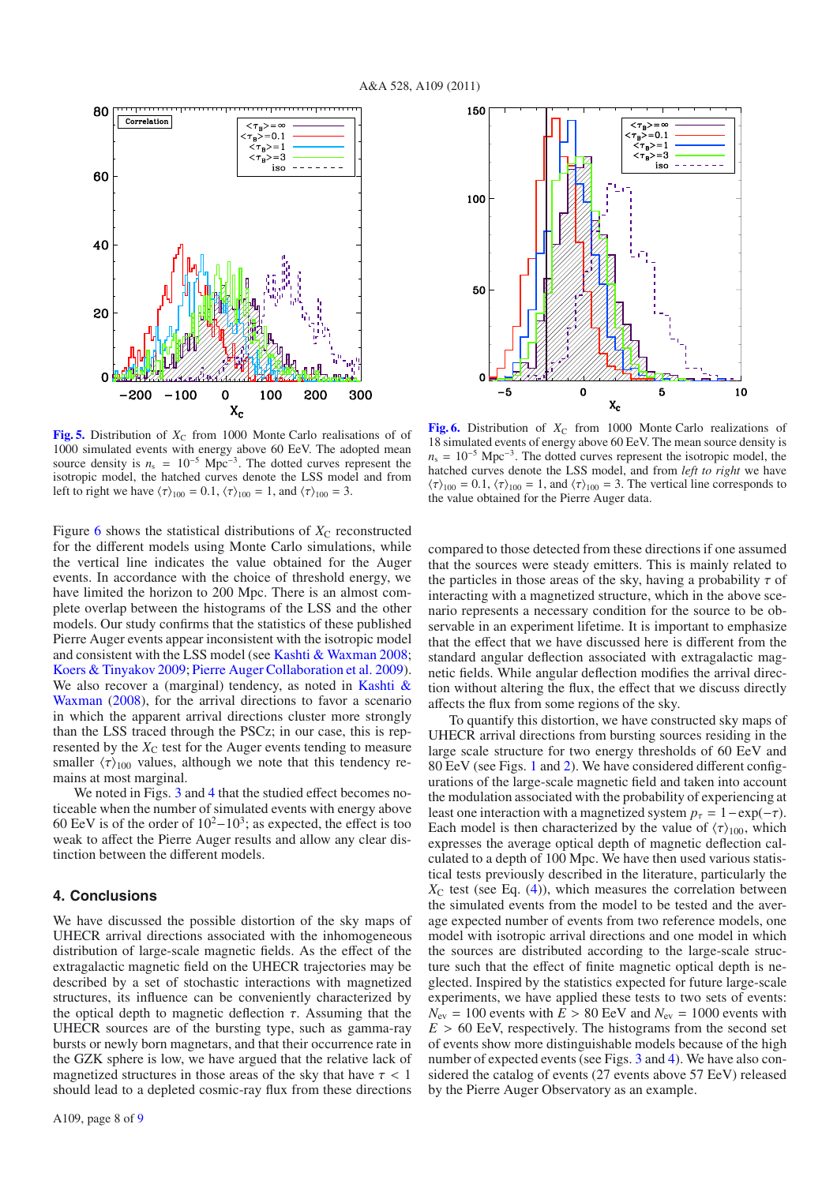**Fig. 5.** Distribution of $X_C$ from 1000 Monte Carlo realisations of of 1000 simulated events with energy above 60 EeV. The adopted mean source density is $n_s = 10^{-5}$ Mpc$^{-3}$. The dotted curves represent the isotropic model, the hatched curves denote the LSS model and from left to right we have $\langle\tau\rangle_{100} = 0.1$, $\langle\tau\rangle_{100} = 1$, and $\langle\tau\rangle_{100} = 3$.

**Fig. 6.** Distribution of $X_C$ from 1000 Monte Carlo realizations of 18 simulated events of energy above 60 EeV. The mean source density is $n_s = 10^{-5}$ Mpc$^{-3}$. The dotted curves represent the isotropic model, the hatched curves denote the LSS model, and from *left to right* we have $\langle\tau\rangle_{100} = 0.1$, $\langle\tau\rangle_{100} = 1$, and $\langle\tau\rangle_{100} = 3$. The vertical line corresponds to the value obtained for the Pierre Auger data.

Figure 6 shows the statistical distributions of $X_C$ reconstructed for the different models using Monte Carlo simulations, while the vertical line indicates the value obtained for the Auger events. In accordance with the choice of threshold energy, we have limited the horizon to 200 Mpc. There is an almost complete overlap between the histograms of the LSS and the other models. Our study confirms that the statistics of these published Pierre Auger events appear inconsistent with the isotropic model and consistent with the LSS model (see Kashti & Waxman 2008; Koers & Tinyakov 2009; Pierre Auger Collaboration et al. 2009). We also recover a (marginal) tendency, as noted in Kashti & Waxman (2008), for the arrival directions to favor a scenario in which the apparent arrival directions cluster more strongly than the LSS traced through the PSCz; in our case, this is represented by the $X_C$ test for the Auger events tending to measure smaller $\langle\tau\rangle_{100}$ values, although we note that this tendency remains at most marginal.

We noted in Figs. 3 and 4 that the studied effect becomes noticeable when the number of simulated events with energy above 60 EeV is of the order of $10^2$–$10^3$; as expected, the effect is too weak to affect the Pierre Auger results and allow any clear distinction between the different models.

## 4. Conclusions

We have discussed the possible distortion of the sky maps of UHECR arrival directions associated with the inhomogeneous distribution of large-scale magnetic fields. As the effect of the extragalactic magnetic field on the UHECR trajectories may be described by a set of stochastic interactions with magnetized structures, its influence can be conveniently characterized by the optical depth to magnetic deflection $\tau$. Assuming that the UHECR sources are of the bursting type, such as gamma-ray bursts or newly born magnetars, and that their occurrence rate in the GZK sphere is low, we have argued that the relative lack of magnetized structures in those areas of the sky that have $\tau < 1$ should lead to a depleted cosmic-ray flux from these directions compared to those detected from these directions if one assumed that the sources were steady emitters. This is mainly related to the particles in those areas of the sky, having a probability $\tau$ of interacting with a magnetized structure, which in the above scenario represents a necessary condition for the source to be observable in an experiment lifetime. It is important to emphasize that the effect that we have discussed here is different from the standard angular deflection associated with extragalactic magnetic fields. While angular deflection modifies the arrival direction without altering the flux, the effect that we discuss directly affects the flux from some regions of the sky.

To quantify this distortion, we have constructed sky maps of UHECR arrival directions from bursting sources residing in the large scale structure for two energy thresholds of 60 EeV and 80 EeV (see Figs. 1 and 2). We have considered different configurations of the large-scale magnetic field and taken into account the modulation associated with the probability of experiencing at least one interaction with a magnetized system $p_\tau = 1 - \exp(-\tau)$. Each model is then characterized by the value of $\langle\tau\rangle_{100}$, which expresses the average optical depth of magnetic deflection calculated to a depth of 100 Mpc. We have then used various statistical tests previously described in the literature, particularly the $X_C$ test (see Eq. (4)), which measures the correlation between the simulated events from the model to be tested and the average expected number of events from two reference models, one model with isotropic arrival directions and one model in which the sources are distributed according to the large-scale structure such that the effect of finite magnetic optical depth is neglected. Inspired by the statistics expected for future large-scale experiments, we have applied these tests to two sets of events: $N_{\rm ev} = 100$ events with $E > 80$ EeV and $N_{\rm ev} = 1000$ events with $E > 60$ EeV, respectively. The histograms from the second set of events show more distinguishable models because of the high number of expected events (see Figs. 3 and 4). We have also considered the catalog of events (27 events above 57 EeV) released by the Pierre Auger Observatory as an example.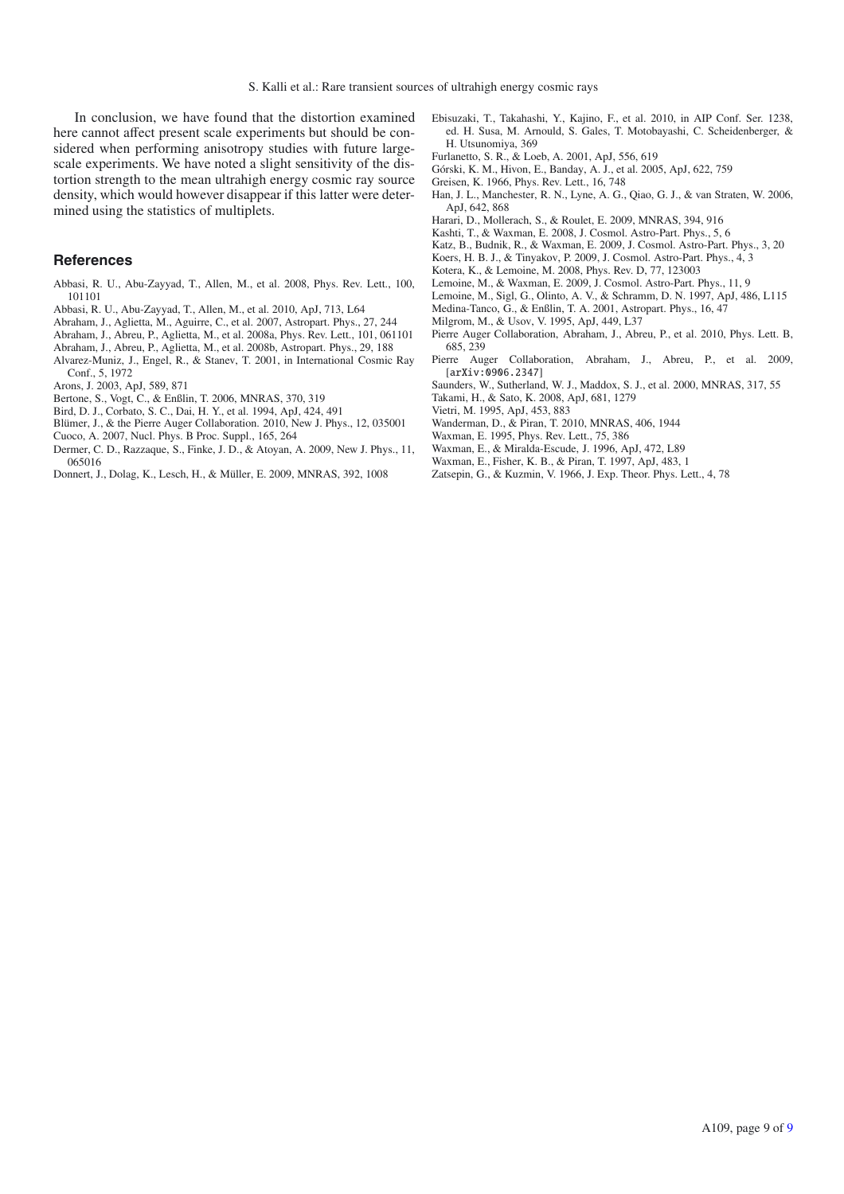In conclusion, we have found that the distortion examined here cannot affect present scale experiments but should be considered when performing anisotropy studies with future large-scale experiments. We have noted a slight sensitivity of the distortion strength to the mean ultrahigh energy cosmic ray source density, which would however disappear if this latter were determined using the statistics of multiplets.

## References

Abbasi, R. U., Abu-Zayyad, T., Allen, M., et al. 2008, Phys. Rev. Lett., 100, 101101

Abbasi, R. U., Abu-Zayyad, T., Allen, M., et al. 2010, ApJ, 713, L64

Abraham, J., Aglietta, M., Aguirre, C., et al. 2007, Astropart. Phys., 27, 244

Abraham, J., Abreu, P., Aglietta, M., et al. 2008a, Phys. Rev. Lett., 101, 061101

Abraham, J., Abreu, P., Aglietta, M., et al. 2008b, Astropart. Phys., 29, 188

Alvarez-Muniz, J., Engel, R., & Stanev, T. 2001, in International Cosmic Ray Conf., 5, 1972

Arons, J. 2003, ApJ, 589, 871

Bertone, S., Vogt, C., & Enßlin, T. 2006, MNRAS, 370, 319

Bird, D. J., Corbato, S. C., Dai, H. Y., et al. 1994, ApJ, 424, 491

Blümer, J., & the Pierre Auger Collaboration. 2010, New J. Phys., 12, 035001

Cuoco, A. 2007, Nucl. Phys. B Proc. Suppl., 165, 264

Dermer, C. D., Razzaque, S., Finke, J. D., & Atoyan, A. 2009, New J. Phys., 11, 065016

Donnert, J., Dolag, K., Lesch, H., & Müller, E. 2009, MNRAS, 392, 1008

Ebisuzaki, T., Takahashi, Y., Kajino, F., et al. 2010, in AIP Conf. Ser. 1238, ed. H. Susa, M. Arnould, S. Gales, T. Motobayashi, C. Scheidenberger, & H. Utsunomiya, 369

Furlanetto, S. R., & Loeb, A. 2001, ApJ, 556, 619

Górski, K. M., Hivon, E., Banday, A. J., et al. 2005, ApJ, 622, 759

Greisen, K. 1966, Phys. Rev. Lett., 16, 748

Han, J. L., Manchester, R. N., Lyne, A. G., Qiao, G. J., & van Straten, W. 2006, ApJ, 642, 868

Harari, D., Mollerach, S., & Roulet, E. 2009, MNRAS, 394, 916

Kashti, T., & Waxman, E. 2008, J. Cosmol. Astro-Part. Phys., 5, 6

Katz, B., Budnik, R., & Waxman, E. 2009, J. Cosmol. Astro-Part. Phys., 3, 20

Koers, H. B. J., & Tinyakov, P. 2009, J. Cosmol. Astro-Part. Phys., 4, 3

Kotera, K., & Lemoine, M. 2008, Phys. Rev. D, 77, 123003

Lemoine, M., & Waxman, E. 2009, J. Cosmol. Astro-Part. Phys., 11, 9

Lemoine, M., Sigl, G., Olinto, A. V., & Schramm, D. N. 1997, ApJ, 486, L115

Medina-Tanco, G., & Enßlin, T. A. 2001, Astropart. Phys., 16, 47

Milgrom, M., & Usov, V. 1995, ApJ, 449, L37

Pierre Auger Collaboration, Abraham, J., Abreu, P., et al. 2010, Phys. Lett. B, 685, 239

Pierre Auger Collaboration, Abraham, J., Abreu, P., et al. 2009, [arXiv:0906.2347]

Saunders, W., Sutherland, W. J., Maddox, S. J., et al. 2000, MNRAS, 317, 55

Takami, H., & Sato, K. 2008, ApJ, 681, 1279

Vietri, M. 1995, ApJ, 453, 883

Wanderman, D., & Piran, T. 2010, MNRAS, 406, 1944

Waxman, E. 1995, Phys. Rev. Lett., 75, 386

Waxman, E., & Miralda-Escude, J. 1996, ApJ, 472, L89

Waxman, E., Fisher, K. B., & Piran, T. 1997, ApJ, 483, 1

Zatsepin, G., & Kuzmin, V. 1966, J. Exp. Theor. Phys. Lett., 4, 78